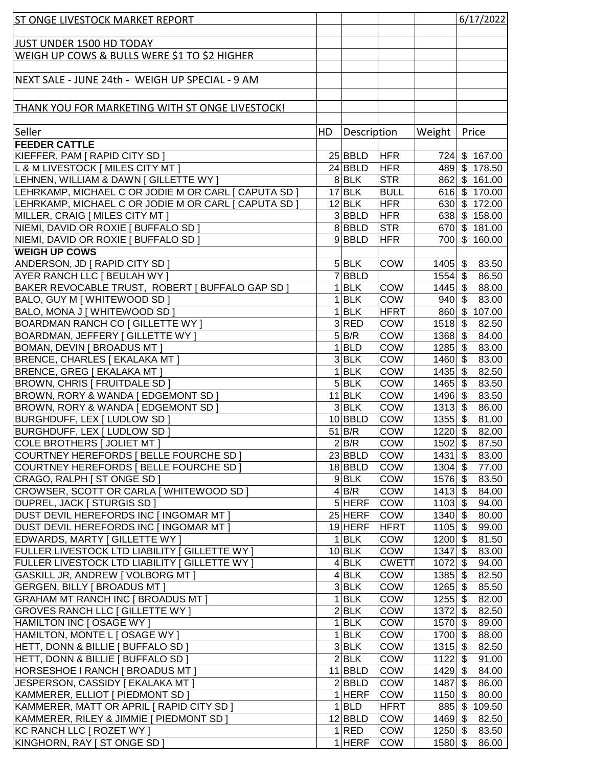# ST ONGE LIVESTOCK MARKET REPORT

6/17/2022

JUST UNDER 1500 HD TODAY

WEIGH UP COWS & BULLS WERE $1 TO $2 HIGHER

NEXT SALE - JUNE 24th - WEIGH UP SPECIAL - 9 AM

THANK YOU FOR MARKETING WITH ST ONGE LIVESTOCK!

| Seller | HD | Description | | Weight | Price |
|---|---|---|---|---|---|
| **FEEDER CATTLE** | | | | | |
| KIEFFER, PAM [ RAPID CITY SD ] | 25 | BBLD | HFR | 724 | $ 167.00 |
| L & M LIVESTOCK [ MILES CITY MT ] | 24 | BBLD | HFR | 489 | $ 178.50 |
| LEHNEN, WILLIAM & DAWN [ GILLETTE WY ] | 8 | BLK | STR | 862 | $ 161.00 |
| LEHRKAMP, MICHAEL C OR JODIE M OR CARL [ CAPUTA SD ] | 17 | BLK | BULL | 616 | $ 170.00 |
| LEHRKAMP, MICHAEL C OR JODIE M OR CARL [ CAPUTA SD ] | 12 | BLK | HFR | 630 | $ 172.00 |
| MILLER, CRAIG [ MILES CITY MT ] | 3 | BBLD | HFR | 638 | $ 158.00 |
| NIEMI, DAVID OR ROXIE [ BUFFALO SD ] | 8 | BBLD | STR | 670 | $ 181.00 |
| NIEMI, DAVID OR ROXIE [ BUFFALO SD ] | 9 | BBLD | HFR | 700 | $ 160.00 |
| **WEIGH UP COWS** | | | | | |
| ANDERSON, JD [ RAPID CITY SD ] | 5 | BLK | COW | 1405 | $ 83.50 |
| AYER RANCH LLC [ BEULAH WY ] | 7 | BBLD | | 1554 | $ 86.50 |
| BAKER REVOCABLE TRUST, ROBERT [ BUFFALO GAP SD ] | 1 | BLK | COW | 1445 | $ 88.00 |
| BALO, GUY M [ WHITEWOOD SD ] | 1 | BLK | COW | 940 | $ 83.00 |
| BALO, MONA J [ WHITEWOOD SD ] | 1 | BLK | HFRT | 860 | $ 107.00 |
| BOARDMAN RANCH CO [ GILLETTE WY ] | 3 | RED | COW | 1518 | $ 82.50 |
| BOARDMAN, JEFFERY [ GILLETTE WY ] | 5 | B/R | COW | 1368 | $ 84.00 |
| BOMAN, DEVIN [ BROADUS MT ] | 1 | BLD | COW | 1285 | $ 83.00 |
| BRENCE, CHARLES [ EKALAKA MT ] | 3 | BLK | COW | 1460 | $ 83.00 |
| BRENCE, GREG [ EKALAKA MT ] | 1 | BLK | COW | 1435 | $ 82.50 |
| BROWN, CHRIS [ FRUITDALE SD ] | 5 | BLK | COW | 1465 | $ 83.50 |
| BROWN, RORY & WANDA [ EDGEMONT SD ] | 11 | BLK | COW | 1496 | $ 83.50 |
| BROWN, RORY & WANDA [ EDGEMONT SD ] | 3 | BLK | COW | 1313 | $ 86.00 |
| BURGHDUFF, LEX [ LUDLOW SD ] | 10 | BBLD | COW | 1355 | $ 81.00 |
| BURGHDUFF, LEX [ LUDLOW SD ] | 51 | B/R | COW | 1220 | $ 82.00 |
| COLE BROTHERS [ JOLIET MT ] | 2 | B/R | COW | 1502 | $ 87.50 |
| COURTNEY HEREFORDS [ BELLE FOURCHE SD ] | 23 | BBLD | COW | 1431 | $ 83.00 |
| COURTNEY HEREFORDS [ BELLE FOURCHE SD ] | 18 | BBLD | COW | 1304 | $ 77.00 |
| CRAGO, RALPH [ ST ONGE SD ] | 9 | BLK | COW | 1576 | $ 83.50 |
| CROWSER, SCOTT OR CARLA [ WHITEWOOD SD ] | 4 | B/R | COW | 1413 | $ 84.00 |
| DUPREL, JACK [ STURGIS SD ] | 5 | HERF | COW | 1103 | $ 94.00 |
| DUST DEVIL HEREFORDS INC [ INGOMAR MT ] | 25 | HERF | COW | 1340 | $ 80.00 |
| DUST DEVIL HEREFORDS INC [ INGOMAR MT ] | 19 | HERF | HFRT | 1105 | $ 99.00 |
| EDWARDS, MARTY [ GILLETTE WY ] | 1 | BLK | COW | 1200 | $ 81.50 |
| FULLER LIVESTOCK LTD LIABILITY [ GILLETTE WY ] | 10 | BLK | COW | 1347 | $ 83.00 |
| FULLER LIVESTOCK LTD LIABILITY [ GILLETTE WY ] | 4 | BLK | CWETT | 1072 | $ 94.00 |
| GASKILL JR, ANDREW [ VOLBORG MT ] | 4 | BLK | COW | 1385 | $ 82.50 |
| GERGEN, BILLY [ BROADUS MT ] | 3 | BLK | COW | 1265 | $ 85.50 |
| GRAHAM MT RANCH INC [ BROADUS MT ] | 1 | BLK | COW | 1255 | $ 82.00 |
| GROVES RANCH LLC [ GILLETTE WY ] | 2 | BLK | COW | 1372 | $ 82.50 |
| HAMILTON INC [ OSAGE WY ] | 1 | BLK | COW | 1570 | $ 89.00 |
| HAMILTON, MONTE L [ OSAGE WY ] | 1 | BLK | COW | 1700 | $ 88.00 |
| HETT, DONN & BILLIE [ BUFFALO SD ] | 3 | BLK | COW | 1315 | $ 82.50 |
| HETT, DONN & BILLIE [ BUFFALO SD ] | 2 | BLK | COW | 1122 | $ 91.00 |
| HORSESHOE I RANCH [ BROADUS MT ] | 11 | BBLD | COW | 1429 | $ 84.00 |
| JESPERSON, CASSIDY [ EKALAKA MT ] | 2 | BBLD | COW | 1487 | $ 86.00 |
| KAMMERER, ELLIOT [ PIEDMONT SD ] | 1 | HERF | COW | 1150 | $ 80.00 |
| KAMMERER, MATT OR APRIL [ RAPID CITY SD ] | 1 | BLD | HFRT | 885 | $ 109.50 |
| KAMMERER, RILEY & JIMMIE [ PIEDMONT SD ] | 12 | BBLD | COW | 1469 | $ 82.50 |
| KC RANCH LLC [ ROZET WY ] | 1 | RED | COW | 1250 | $ 83.50 |
| KINGHORN, RAY [ ST ONGE SD ] | 1 | HERF | COW | 1580 | $ 86.00 |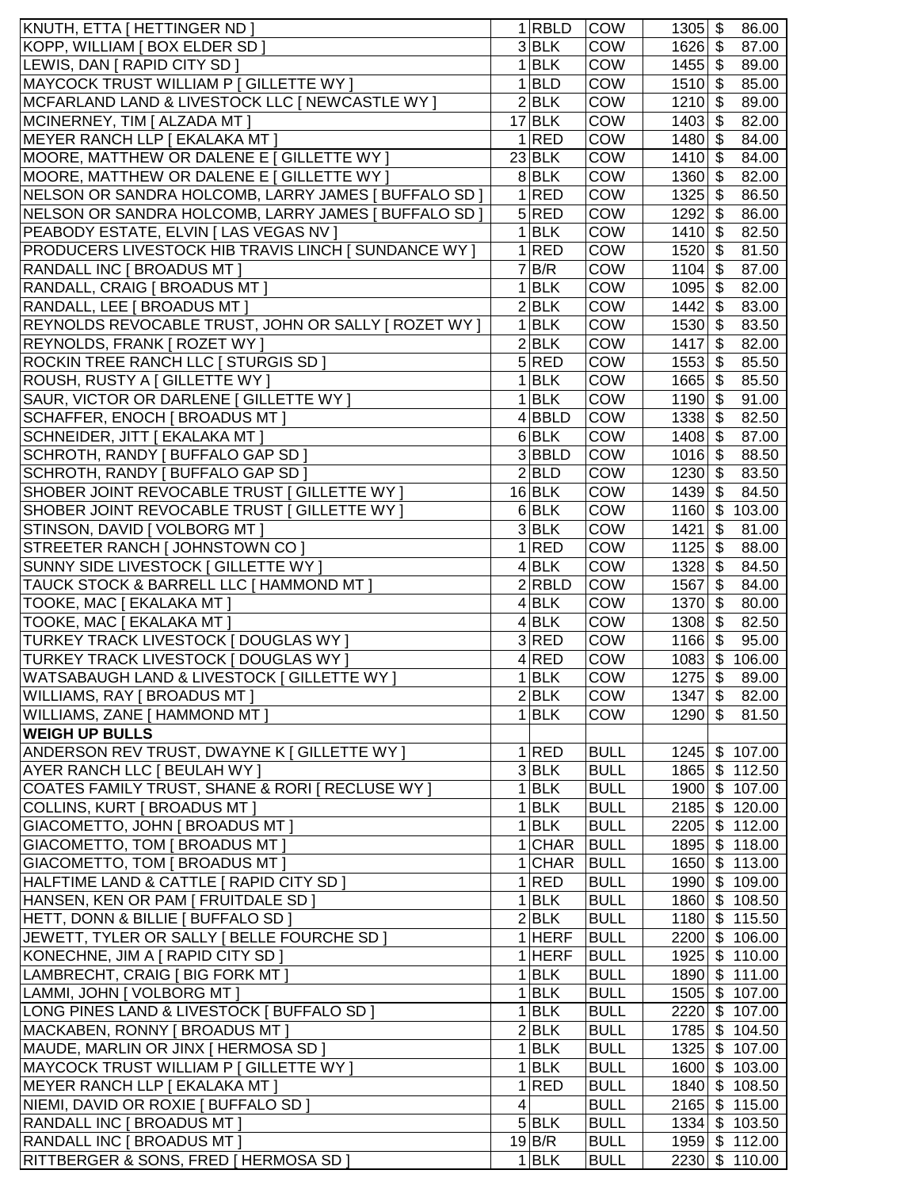| | | | | | |
|---|---|---|---|---|---|
| KNUTH, ETTA [ HETTINGER ND ] | 1 | RBLD | COW | 1305 | $ 86.00 |
| KOPP, WILLIAM [ BOX ELDER SD ] | 3 | BLK | COW | 1626 | $ 87.00 |
| LEWIS, DAN [ RAPID CITY SD ] | 1 | BLK | COW | 1455 | $ 89.00 |
| MAYCOCK TRUST WILLIAM P [ GILLETTE WY ] | 1 | BLD | COW | 1510 | $ 85.00 |
| MCFARLAND LAND & LIVESTOCK LLC [ NEWCASTLE WY ] | 2 | BLK | COW | 1210 | $ 89.00 |
| MCINERNEY, TIM [ ALZADA MT ] | 17 | BLK | COW | 1403 | $ 82.00 |
| MEYER RANCH LLP [ EKALAKA MT ] | 1 | RED | COW | 1480 | $ 84.00 |
| MOORE, MATTHEW OR DALENE E [ GILLETTE WY ] | 23 | BLK | COW | 1410 | $ 84.00 |
| MOORE, MATTHEW OR DALENE E [ GILLETTE WY ] | 8 | BLK | COW | 1360 | $ 82.00 |
| NELSON OR SANDRA HOLCOMB, LARRY JAMES [ BUFFALO SD ] | 1 | RED | COW | 1325 | $ 86.50 |
| NELSON OR SANDRA HOLCOMB, LARRY JAMES [ BUFFALO SD ] | 5 | RED | COW | 1292 | $ 86.00 |
| PEABODY ESTATE, ELVIN [ LAS VEGAS NV ] | 1 | BLK | COW | 1410 | $ 82.50 |
| PRODUCERS LIVESTOCK HIB TRAVIS LINCH [ SUNDANCE WY ] | 1 | RED | COW | 1520 | $ 81.50 |
| RANDALL INC [ BROADUS MT ] | 7 | B/R | COW | 1104 | $ 87.00 |
| RANDALL, CRAIG [ BROADUS MT ] | 1 | BLK | COW | 1095 | $ 82.00 |
| RANDALL, LEE [ BROADUS MT ] | 2 | BLK | COW | 1442 | $ 83.00 |
| REYNOLDS REVOCABLE TRUST, JOHN OR SALLY [ ROZET WY ] | 1 | BLK | COW | 1530 | $ 83.50 |
| REYNOLDS, FRANK [ ROZET WY ] | 2 | BLK | COW | 1417 | $ 82.00 |
| ROCKIN TREE RANCH LLC [ STURGIS SD ] | 5 | RED | COW | 1553 | $ 85.50 |
| ROUSH, RUSTY A [ GILLETTE WY ] | 1 | BLK | COW | 1665 | $ 85.50 |
| SAUR, VICTOR OR DARLENE [ GILLETTE WY ] | 1 | BLK | COW | 1190 | $ 91.00 |
| SCHAFFER, ENOCH [ BROADUS MT ] | 4 | BBLD | COW | 1338 | $ 82.50 |
| SCHNEIDER, JITT [ EKALAKA MT ] | 6 | BLK | COW | 1408 | $ 87.00 |
| SCHROTH, RANDY [ BUFFALO GAP SD ] | 3 | BBLD | COW | 1016 | $ 88.50 |
| SCHROTH, RANDY [ BUFFALO GAP SD ] | 2 | BLD | COW | 1230 | $ 83.50 |
| SHOBER JOINT REVOCABLE TRUST [ GILLETTE WY ] | 16 | BLK | COW | 1439 | $ 84.50 |
| SHOBER JOINT REVOCABLE TRUST [ GILLETTE WY ] | 6 | BLK | COW | 1160 | $ 103.00 |
| STINSON, DAVID [ VOLBORG MT ] | 3 | BLK | COW | 1421 | $ 81.00 |
| STREETER RANCH [ JOHNSTOWN CO ] | 1 | RED | COW | 1125 | $ 88.00 |
| SUNNY SIDE LIVESTOCK [ GILLETTE WY ] | 4 | BLK | COW | 1328 | $ 84.50 |
| TAUCK STOCK & BARRELL LLC [ HAMMOND MT ] | 2 | RBLD | COW | 1567 | $ 84.00 |
| TOOKE, MAC [ EKALAKA MT ] | 4 | BLK | COW | 1370 | $ 80.00 |
| TOOKE, MAC [ EKALAKA MT ] | 4 | BLK | COW | 1308 | $ 82.50 |
| TURKEY TRACK LIVESTOCK [ DOUGLAS WY ] | 3 | RED | COW | 1166 | $ 95.00 |
| TURKEY TRACK LIVESTOCK [ DOUGLAS WY ] | 4 | RED | COW | 1083 | $ 106.00 |
| WATSABAUGH LAND & LIVESTOCK [ GILLETTE WY ] | 1 | BLK | COW | 1275 | $ 89.00 |
| WILLIAMS, RAY [ BROADUS MT ] | 2 | BLK | COW | 1347 | $ 82.00 |
| WILLIAMS, ZANE [ HAMMOND MT ] | 1 | BLK | COW | 1290 | $ 81.50 |
| **WEIGH UP BULLS** | | | | | |
| ANDERSON REV TRUST, DWAYNE K [ GILLETTE WY ] | 1 | RED | BULL | 1245 | $ 107.00 |
| AYER RANCH LLC [ BEULAH WY ] | 3 | BLK | BULL | 1865 | $ 112.50 |
| COATES FAMILY TRUST, SHANE & RORI [ RECLUSE WY ] | 1 | BLK | BULL | 1900 | $ 107.00 |
| COLLINS, KURT [ BROADUS MT ] | 1 | BLK | BULL | 2185 | $ 120.00 |
| GIACOMETTO, JOHN [ BROADUS MT ] | 1 | BLK | BULL | 2205 | $ 112.00 |
| GIACOMETTO, TOM [ BROADUS MT ] | 1 | CHAR | BULL | 1895 | $ 118.00 |
| GIACOMETTO, TOM [ BROADUS MT ] | 1 | CHAR | BULL | 1650 | $ 113.00 |
| HALFTIME LAND & CATTLE [ RAPID CITY SD ] | 1 | RED | BULL | 1990 | $ 109.00 |
| HANSEN, KEN OR PAM [ FRUITDALE SD ] | 1 | BLK | BULL | 1860 | $ 108.50 |
| HETT, DONN & BILLIE [ BUFFALO SD ] | 2 | BLK | BULL | 1180 | $ 115.50 |
| JEWETT, TYLER OR SALLY [ BELLE FOURCHE SD ] | 1 | HERF | BULL | 2200 | $ 106.00 |
| KONECHNE, JIM A [ RAPID CITY SD ] | 1 | HERF | BULL | 1925 | $ 110.00 |
| LAMBRECHT, CRAIG [ BIG FORK MT ] | 1 | BLK | BULL | 1890 | $ 111.00 |
| LAMMI, JOHN [ VOLBORG MT ] | 1 | BLK | BULL | 1505 | $ 107.00 |
| LONG PINES LAND & LIVESTOCK [ BUFFALO SD ] | 1 | BLK | BULL | 2220 | $ 107.00 |
| MACKABEN, RONNY [ BROADUS MT ] | 2 | BLK | BULL | 1785 | $ 104.50 |
| MAUDE, MARLIN OR JINX [ HERMOSA SD ] | 1 | BLK | BULL | 1325 | $ 107.00 |
| MAYCOCK TRUST WILLIAM P [ GILLETTE WY ] | 1 | BLK | BULL | 1600 | $ 103.00 |
| MEYER RANCH LLP [ EKALAKA MT ] | 1 | RED | BULL | 1840 | $ 108.50 |
| NIEMI, DAVID OR ROXIE [ BUFFALO SD ] | 4 | | BULL | 2165 | $ 115.00 |
| RANDALL INC [ BROADUS MT ] | 5 | BLK | BULL | 1334 | $ 103.50 |
| RANDALL INC [ BROADUS MT ] | 19 | B/R | BULL | 1959 | $ 112.00 |
| RITTBERGER & SONS, FRED [ HERMOSA SD ] | 1 | BLK | BULL | 2230 | $ 110.00 |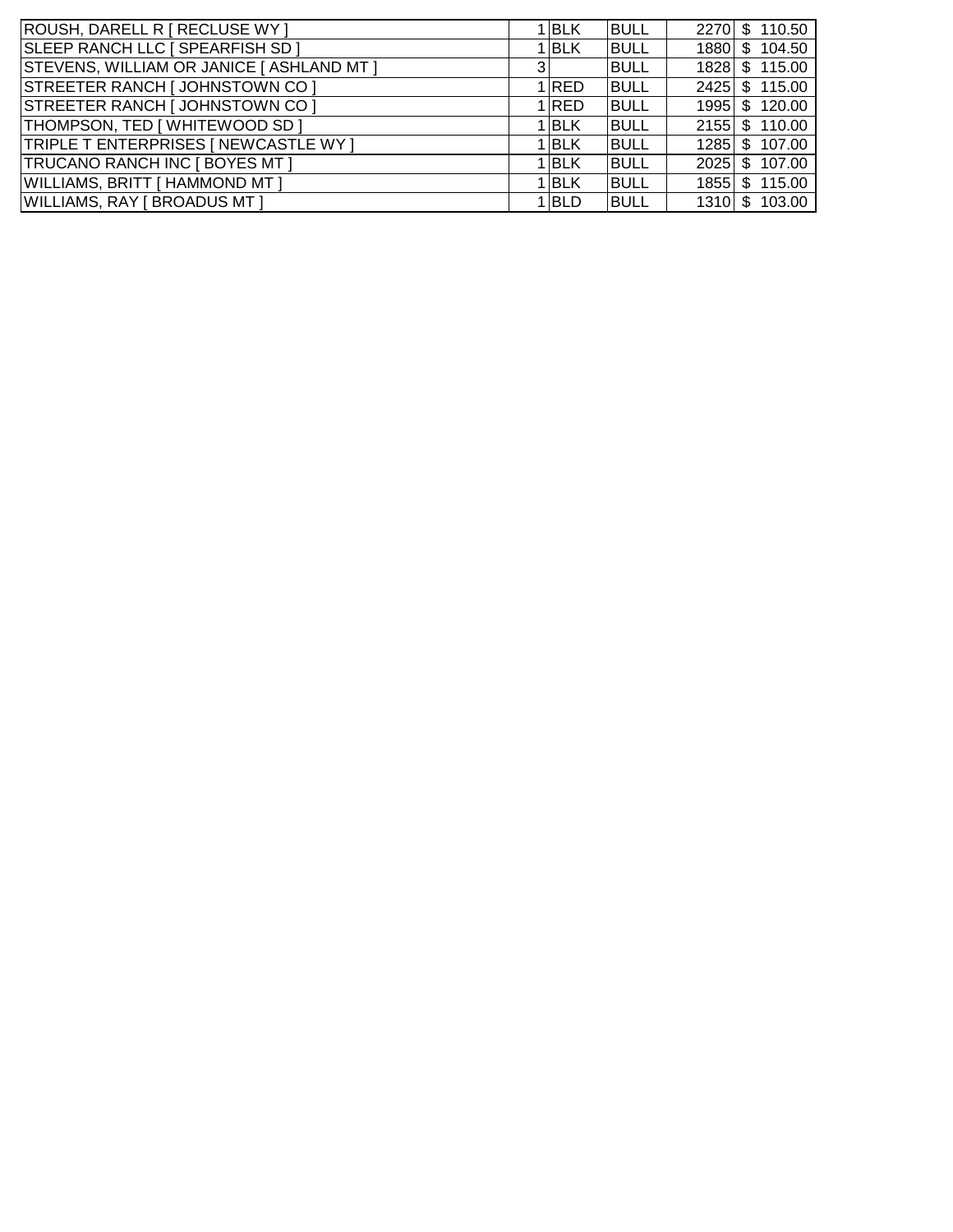| | | | | | |
|---|---|---|---|---|---|
| ROUSH, DARELL R [ RECLUSE WY ] | 1 | BLK | BULL | 2270 | $ 110.50 |
| SLEEP RANCH LLC [ SPEARFISH SD ] | 1 | BLK | BULL | 1880 | $ 104.50 |
| STEVENS, WILLIAM OR JANICE [ ASHLAND MT ] | 3 | | BULL | 1828 | $ 115.00 |
| STREETER RANCH [ JOHNSTOWN CO ] | 1 | RED | BULL | 2425 | $ 115.00 |
| STREETER RANCH [ JOHNSTOWN CO ] | 1 | RED | BULL | 1995 | $ 120.00 |
| THOMPSON, TED [ WHITEWOOD SD ] | 1 | BLK | BULL | 2155 | $ 110.00 |
| TRIPLE T ENTERPRISES [ NEWCASTLE WY ] | 1 | BLK | BULL | 1285 | $ 107.00 |
| TRUCANO RANCH INC [ BOYES MT ] | 1 | BLK | BULL | 2025 | $ 107.00 |
| WILLIAMS, BRITT [ HAMMOND MT ] | 1 | BLK | BULL | 1855 | $ 115.00 |
| WILLIAMS, RAY [ BROADUS MT ] | 1 | BLD | BULL | 1310 | $ 103.00 |